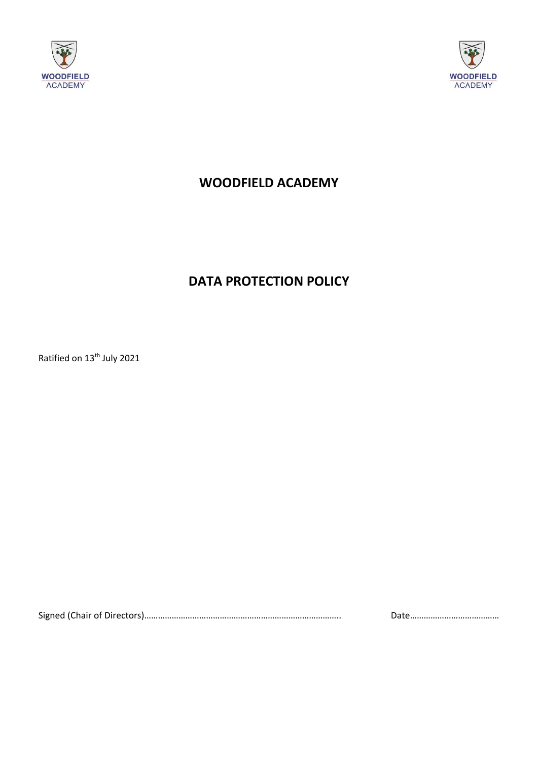WOODFIELD ACADEMY

# WOODFIELD ACADEMY

# DATA PROTECTION POLICY

Ratified on 13th July 2021

Signed (Chair of Directors)…………………………………………………………………………….. Date…………………………………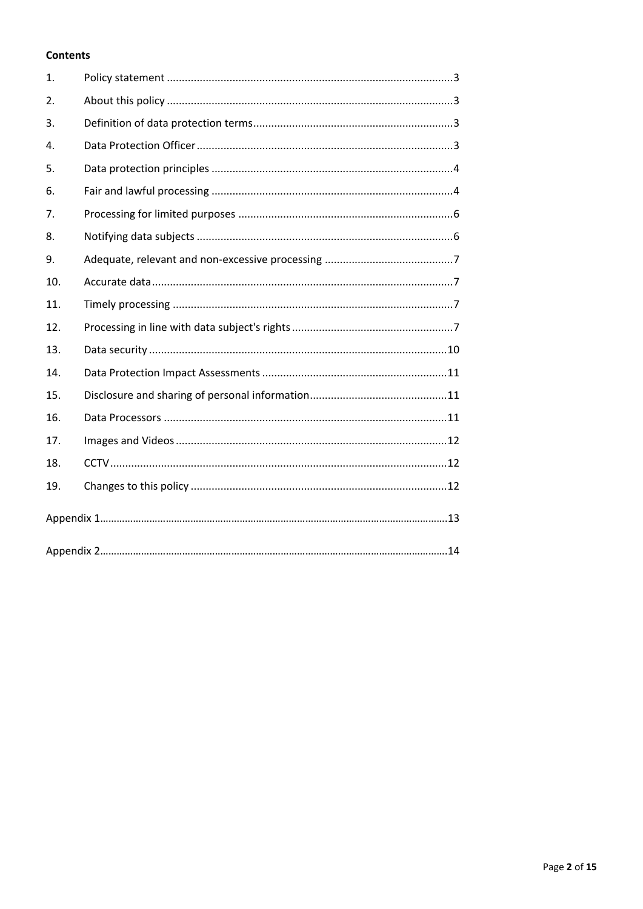**Contents**

| | | |
|---|---|---|
| 1. | Policy statement | 3 |
| 2. | About this policy | 3 |
| 3. | Definition of data protection terms | 3 |
| 4. | Data Protection Officer | 3 |
| 5. | Data protection principles | 4 |
| 6. | Fair and lawful processing | 4 |
| 7. | Processing for limited purposes | 6 |
| 8. | Notifying data subjects | 6 |
| 9. | Adequate, relevant and non-excessive processing | 7 |
| 10. | Accurate data | 7 |
| 11. | Timely processing | 7 |
| 12. | Processing in line with data subject's rights | 7 |
| 13. | Data security | 10 |
| 14. | Data Protection Impact Assessments | 11 |
| 15. | Disclosure and sharing of personal information | 11 |
| 16. | Data Processors | 11 |
| 17. | Images and Videos | 12 |
| 18. | CCTV | 12 |
| 19. | Changes to this policy | 12 |

Appendix 1 ........ 13

Appendix 2 ........ 14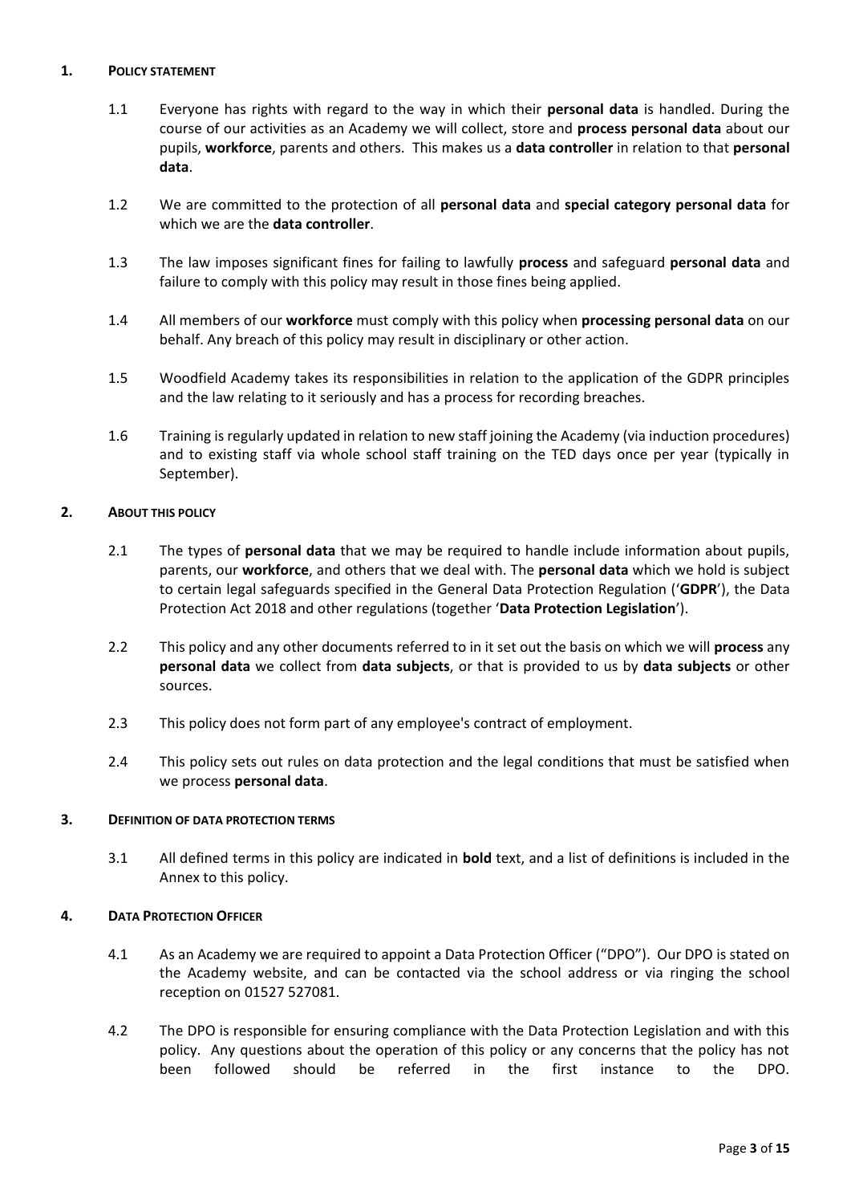## 1. POLICY STATEMENT

1.1 Everyone has rights with regard to the way in which their **personal data** is handled. During the course of our activities as an Academy we will collect, store and **process personal data** about our pupils, **workforce**, parents and others. This makes us a **data controller** in relation to that **personal data**.

1.2 We are committed to the protection of all **personal data** and **special category personal data** for which we are the **data controller**.

1.3 The law imposes significant fines for failing to lawfully **process** and safeguard **personal data** and failure to comply with this policy may result in those fines being applied.

1.4 All members of our **workforce** must comply with this policy when **processing personal data** on our behalf. Any breach of this policy may result in disciplinary or other action.

1.5 Woodfield Academy takes its responsibilities in relation to the application of the GDPR principles and the law relating to it seriously and has a process for recording breaches.

1.6 Training is regularly updated in relation to new staff joining the Academy (via induction procedures) and to existing staff via whole school staff training on the TED days once per year (typically in September).

## 2. ABOUT THIS POLICY

2.1 The types of **personal data** that we may be required to handle include information about pupils, parents, our **workforce**, and others that we deal with. The **personal data** which we hold is subject to certain legal safeguards specified in the General Data Protection Regulation ('**GDPR**'), the Data Protection Act 2018 and other regulations (together '**Data Protection Legislation**').

2.2 This policy and any other documents referred to in it set out the basis on which we will **process** any **personal data** we collect from **data subjects**, or that is provided to us by **data subjects** or other sources.

2.3 This policy does not form part of any employee's contract of employment.

2.4 This policy sets out rules on data protection and the legal conditions that must be satisfied when we process **personal data**.

## 3. DEFINITION OF DATA PROTECTION TERMS

3.1 All defined terms in this policy are indicated in **bold** text, and a list of definitions is included in the Annex to this policy.

## 4. DATA PROTECTION OFFICER

4.1 As an Academy we are required to appoint a Data Protection Officer ("DPO"). Our DPO is stated on the Academy website, and can be contacted via the school address or via ringing the school reception on 01527 527081.

4.2 The DPO is responsible for ensuring compliance with the Data Protection Legislation and with this policy. Any questions about the operation of this policy or any concerns that the policy has not been followed should be referred in the first instance to the DPO.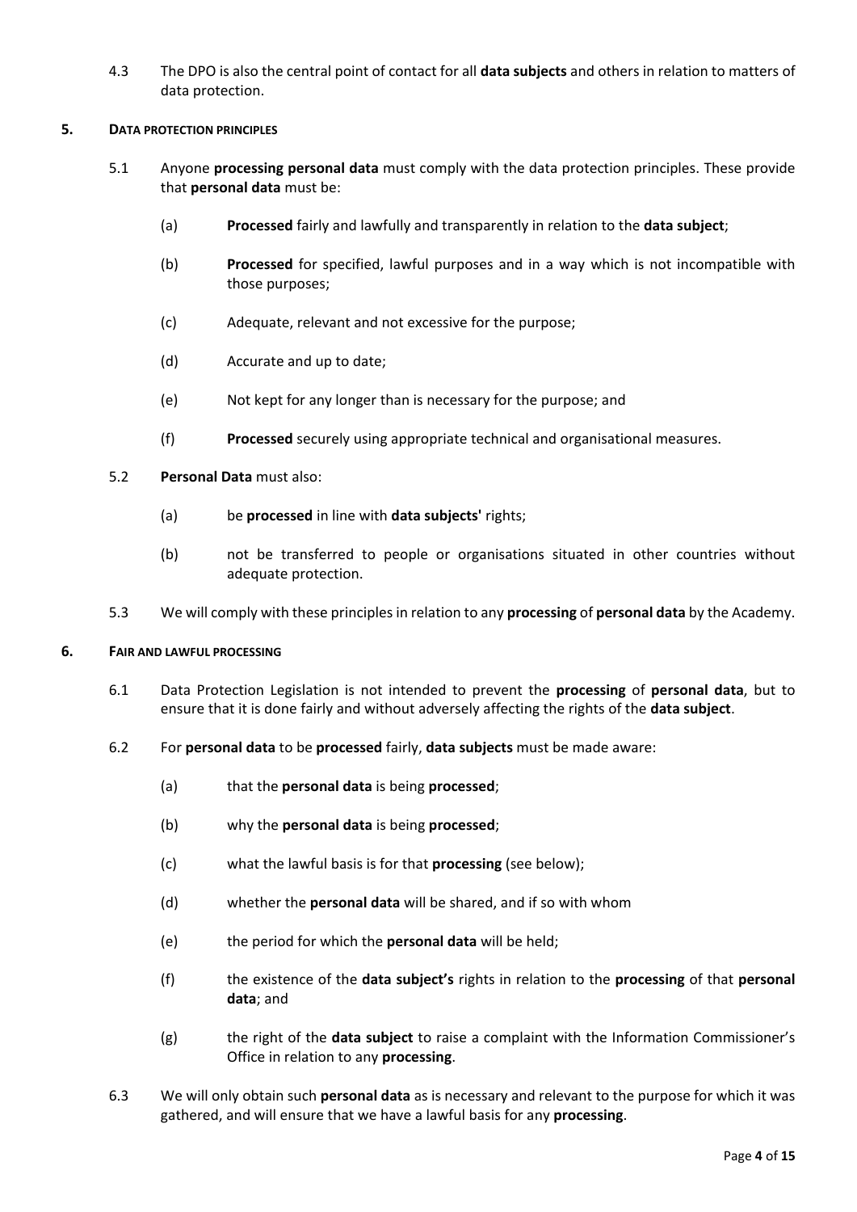4.3 The DPO is also the central point of contact for all **data subjects** and others in relation to matters of data protection.

## 5. DATA PROTECTION PRINCIPLES

5.1 Anyone **processing personal data** must comply with the data protection principles. These provide that **personal data** must be:

(a) **Processed** fairly and lawfully and transparently in relation to the **data subject**;

(b) **Processed** for specified, lawful purposes and in a way which is not incompatible with those purposes;

(c) Adequate, relevant and not excessive for the purpose;

(d) Accurate and up to date;

(e) Not kept for any longer than is necessary for the purpose; and

(f) **Processed** securely using appropriate technical and organisational measures.

5.2 **Personal Data** must also:

(a) be **processed** in line with **data subjects'** rights;

(b) not be transferred to people or organisations situated in other countries without adequate protection.

5.3 We will comply with these principles in relation to any **processing** of **personal data** by the Academy.

## 6. FAIR AND LAWFUL PROCESSING

6.1 Data Protection Legislation is not intended to prevent the **processing** of **personal data**, but to ensure that it is done fairly and without adversely affecting the rights of the **data subject**.

6.2 For **personal data** to be **processed** fairly, **data subjects** must be made aware:

(a) that the **personal data** is being **processed**;

(b) why the **personal data** is being **processed**;

(c) what the lawful basis is for that **processing** (see below);

(d) whether the **personal data** will be shared, and if so with whom

(e) the period for which the **personal data** will be held;

(f) the existence of the **data subject's** rights in relation to the **processing** of that **personal data**; and

(g) the right of the **data subject** to raise a complaint with the Information Commissioner's Office in relation to any **processing**.

6.3 We will only obtain such **personal data** as is necessary and relevant to the purpose for which it was gathered, and will ensure that we have a lawful basis for any **processing**.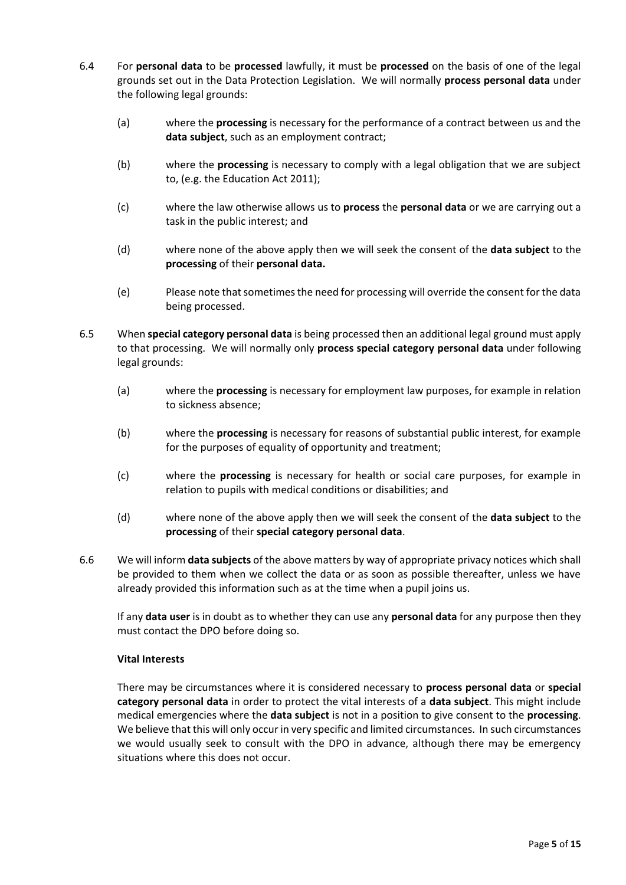6.4 For **personal data** to be **processed** lawfully, it must be **processed** on the basis of one of the legal grounds set out in the Data Protection Legislation. We will normally **process personal data** under the following legal grounds:

(a) where the **processing** is necessary for the performance of a contract between us and the **data subject**, such as an employment contract;

(b) where the **processing** is necessary to comply with a legal obligation that we are subject to, (e.g. the Education Act 2011);

(c) where the law otherwise allows us to **process** the **personal data** or we are carrying out a task in the public interest; and

(d) where none of the above apply then we will seek the consent of the **data subject** to the **processing** of their **personal data.**

(e) Please note that sometimes the need for processing will override the consent for the data being processed.

6.5 When **special category personal data** is being processed then an additional legal ground must apply to that processing. We will normally only **process special category personal data** under following legal grounds:

(a) where the **processing** is necessary for employment law purposes, for example in relation to sickness absence;

(b) where the **processing** is necessary for reasons of substantial public interest, for example for the purposes of equality of opportunity and treatment;

(c) where the **processing** is necessary for health or social care purposes, for example in relation to pupils with medical conditions or disabilities; and

(d) where none of the above apply then we will seek the consent of the **data subject** to the **processing** of their **special category personal data**.

6.6 We will inform **data subjects** of the above matters by way of appropriate privacy notices which shall be provided to them when we collect the data or as soon as possible thereafter, unless we have already provided this information such as at the time when a pupil joins us.

If any **data user** is in doubt as to whether they can use any **personal data** for any purpose then they must contact the DPO before doing so.

**Vital Interests**

There may be circumstances where it is considered necessary to **process personal data** or **special category personal data** in order to protect the vital interests of a **data subject**. This might include medical emergencies where the **data subject** is not in a position to give consent to the **processing**. We believe that this will only occur in very specific and limited circumstances. In such circumstances we would usually seek to consult with the DPO in advance, although there may be emergency situations where this does not occur.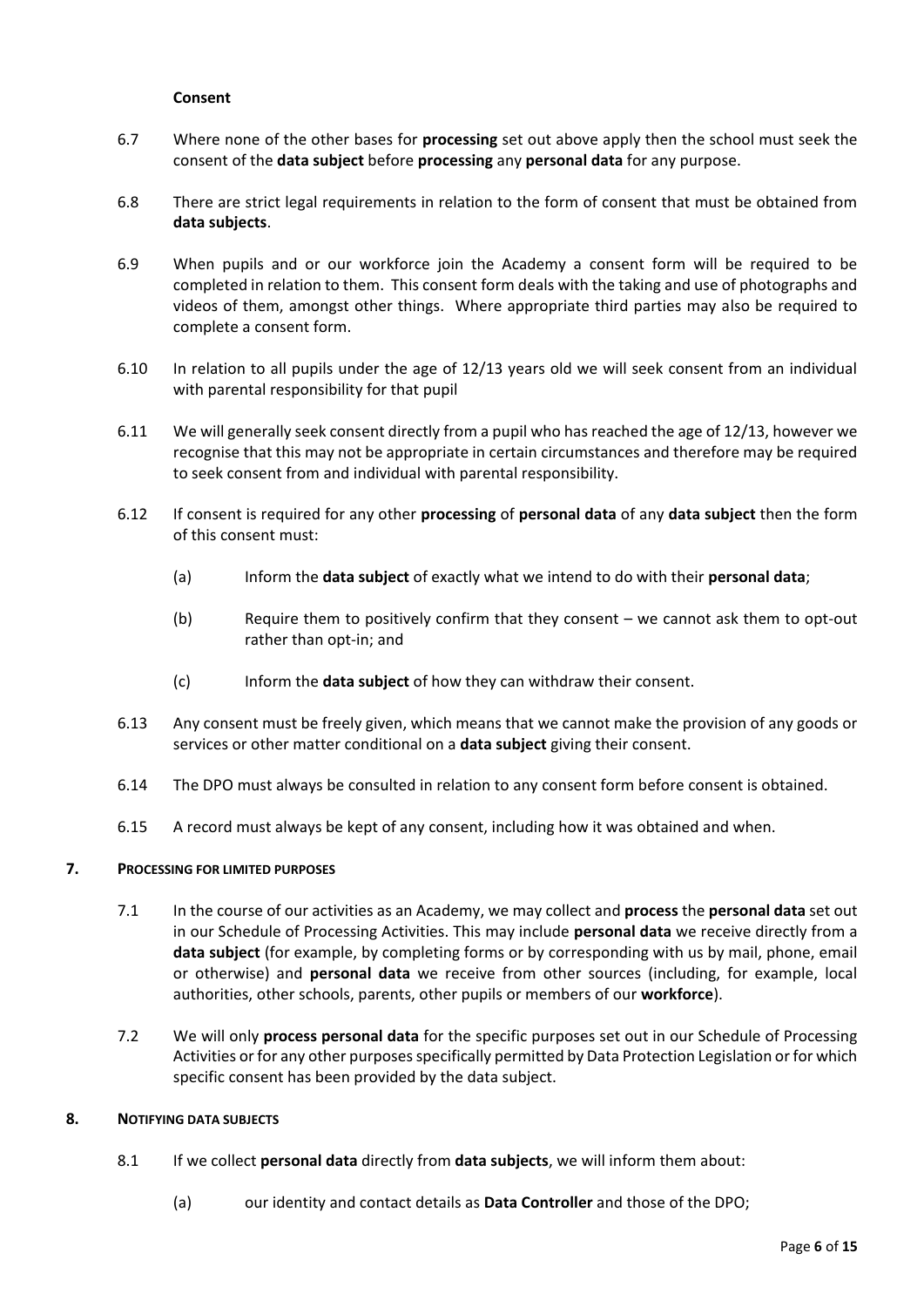**Consent**

6.7 Where none of the other bases for **processing** set out above apply then the school must seek the consent of the **data subject** before **processing** any **personal data** for any purpose.

6.8 There are strict legal requirements in relation to the form of consent that must be obtained from **data subjects**.

6.9 When pupils and or our workforce join the Academy a consent form will be required to be completed in relation to them. This consent form deals with the taking and use of photographs and videos of them, amongst other things. Where appropriate third parties may also be required to complete a consent form.

6.10 In relation to all pupils under the age of 12/13 years old we will seek consent from an individual with parental responsibility for that pupil

6.11 We will generally seek consent directly from a pupil who has reached the age of 12/13, however we recognise that this may not be appropriate in certain circumstances and therefore may be required to seek consent from and individual with parental responsibility.

6.12 If consent is required for any other **processing** of **personal data** of any **data subject** then the form of this consent must:

(a) Inform the **data subject** of exactly what we intend to do with their **personal data**;

(b) Require them to positively confirm that they consent – we cannot ask them to opt-out rather than opt-in; and

(c) Inform the **data subject** of how they can withdraw their consent.

6.13 Any consent must be freely given, which means that we cannot make the provision of any goods or services or other matter conditional on a **data subject** giving their consent.

6.14 The DPO must always be consulted in relation to any consent form before consent is obtained.

6.15 A record must always be kept of any consent, including how it was obtained and when.

## 7. PROCESSING FOR LIMITED PURPOSES

7.1 In the course of our activities as an Academy, we may collect and **process** the **personal data** set out in our Schedule of Processing Activities. This may include **personal data** we receive directly from a **data subject** (for example, by completing forms or by corresponding with us by mail, phone, email or otherwise) and **personal data** we receive from other sources (including, for example, local authorities, other schools, parents, other pupils or members of our **workforce**).

7.2 We will only **process personal data** for the specific purposes set out in our Schedule of Processing Activities or for any other purposes specifically permitted by Data Protection Legislation or for which specific consent has been provided by the data subject.

## 8. NOTIFYING DATA SUBJECTS

8.1 If we collect **personal data** directly from **data subjects**, we will inform them about:

(a) our identity and contact details as **Data Controller** and those of the DPO;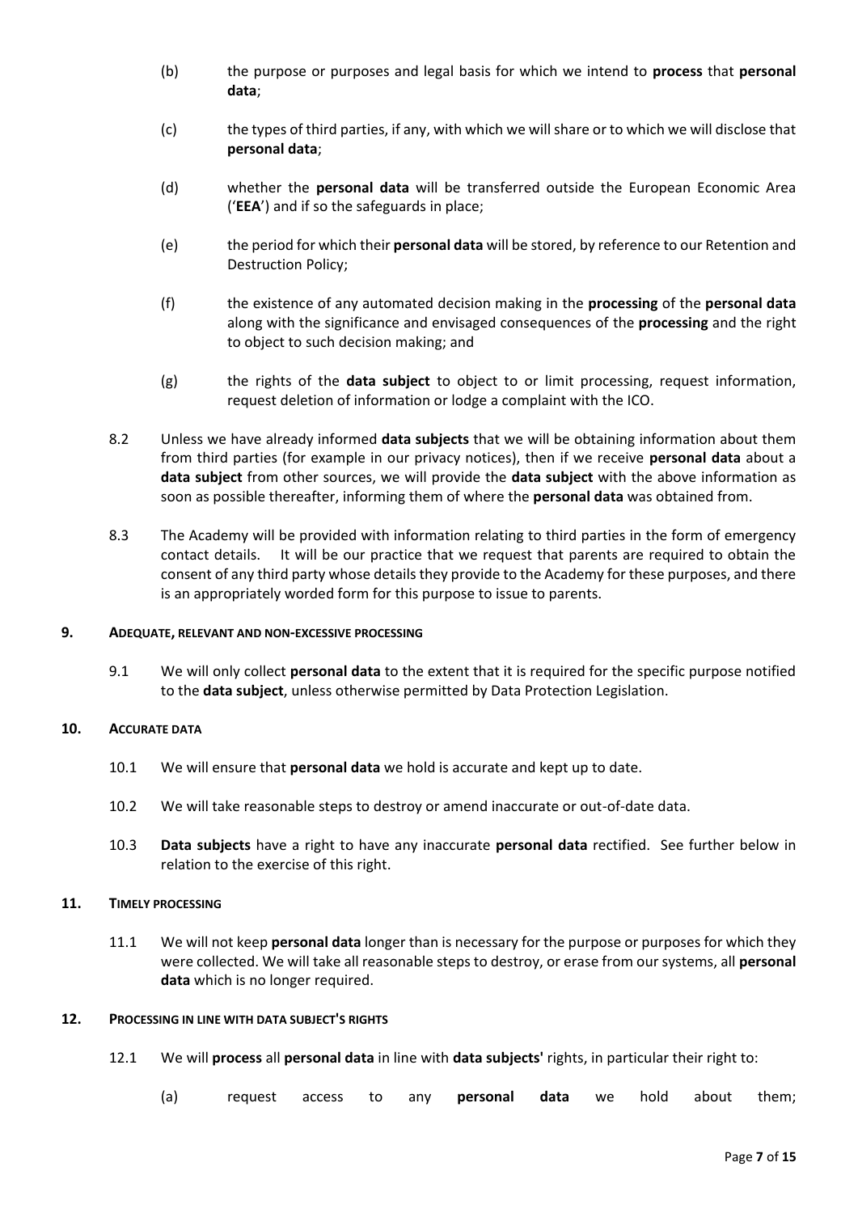(b) the purpose or purposes and legal basis for which we intend to **process** that **personal data**;

(c) the types of third parties, if any, with which we will share or to which we will disclose that **personal data**;

(d) whether the **personal data** will be transferred outside the European Economic Area ('**EEA**') and if so the safeguards in place;

(e) the period for which their **personal data** will be stored, by reference to our Retention and Destruction Policy;

(f) the existence of any automated decision making in the **processing** of the **personal data** along with the significance and envisaged consequences of the **processing** and the right to object to such decision making; and

(g) the rights of the **data subject** to object to or limit processing, request information, request deletion of information or lodge a complaint with the ICO.

8.2 Unless we have already informed **data subjects** that we will be obtaining information about them from third parties (for example in our privacy notices), then if we receive **personal data** about a **data subject** from other sources, we will provide the **data subject** with the above information as soon as possible thereafter, informing them of where the **personal data** was obtained from.

8.3 The Academy will be provided with information relating to third parties in the form of emergency contact details. It will be our practice that we request that parents are required to obtain the consent of any third party whose details they provide to the Academy for these purposes, and there is an appropriately worded form for this purpose to issue to parents.

## 9. ADEQUATE, RELEVANT AND NON-EXCESSIVE PROCESSING

9.1 We will only collect **personal data** to the extent that it is required for the specific purpose notified to the **data subject**, unless otherwise permitted by Data Protection Legislation.

## 10. ACCURATE DATA

10.1 We will ensure that **personal data** we hold is accurate and kept up to date.

10.2 We will take reasonable steps to destroy or amend inaccurate or out-of-date data.

10.3 **Data subjects** have a right to have any inaccurate **personal data** rectified. See further below in relation to the exercise of this right.

## 11. TIMELY PROCESSING

11.1 We will not keep **personal data** longer than is necessary for the purpose or purposes for which they were collected. We will take all reasonable steps to destroy, or erase from our systems, all **personal data** which is no longer required.

## 12. PROCESSING IN LINE WITH DATA SUBJECT'S RIGHTS

12.1 We will **process** all **personal data** in line with **data subjects'** rights, in particular their right to:

(a) request access to any **personal data** we hold about them;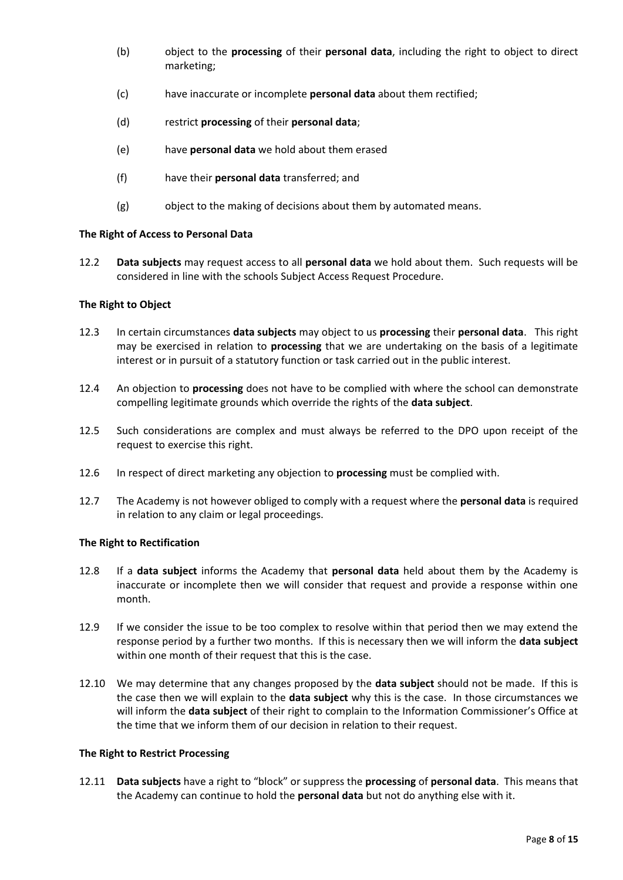(b) object to the **processing** of their **personal data**, including the right to object to direct marketing;

(c) have inaccurate or incomplete **personal data** about them rectified;

(d) restrict **processing** of their **personal data**;

(e) have **personal data** we hold about them erased

(f) have their **personal data** transferred; and

(g) object to the making of decisions about them by automated means.

**The Right of Access to Personal Data**

12.2 **Data subjects** may request access to all **personal data** we hold about them. Such requests will be considered in line with the schools Subject Access Request Procedure.

**The Right to Object**

12.3 In certain circumstances **data subjects** may object to us **processing** their **personal data**. This right may be exercised in relation to **processing** that we are undertaking on the basis of a legitimate interest or in pursuit of a statutory function or task carried out in the public interest.

12.4 An objection to **processing** does not have to be complied with where the school can demonstrate compelling legitimate grounds which override the rights of the **data subject**.

12.5 Such considerations are complex and must always be referred to the DPO upon receipt of the request to exercise this right.

12.6 In respect of direct marketing any objection to **processing** must be complied with.

12.7 The Academy is not however obliged to comply with a request where the **personal data** is required in relation to any claim or legal proceedings.

**The Right to Rectification**

12.8 If a **data subject** informs the Academy that **personal data** held about them by the Academy is inaccurate or incomplete then we will consider that request and provide a response within one month.

12.9 If we consider the issue to be too complex to resolve within that period then we may extend the response period by a further two months. If this is necessary then we will inform the **data subject** within one month of their request that this is the case.

12.10 We may determine that any changes proposed by the **data subject** should not be made. If this is the case then we will explain to the **data subject** why this is the case. In those circumstances we will inform the **data subject** of their right to complain to the Information Commissioner's Office at the time that we inform them of our decision in relation to their request.

**The Right to Restrict Processing**

12.11 **Data subjects** have a right to "block" or suppress the **processing** of **personal data**. This means that the Academy can continue to hold the **personal data** but not do anything else with it.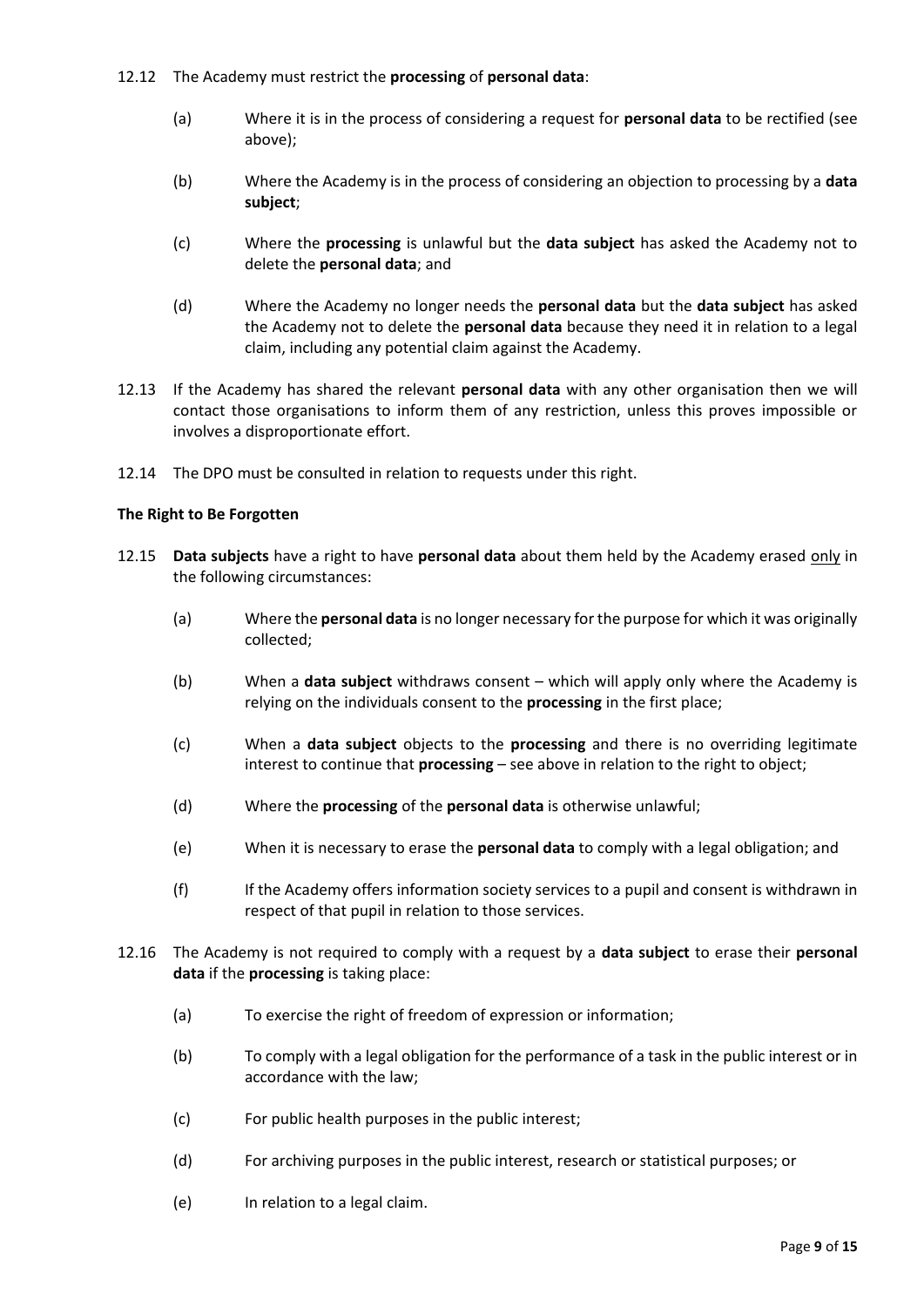12.12 The Academy must restrict the **processing** of **personal data**:

(a) Where it is in the process of considering a request for **personal data** to be rectified (see above);

(b) Where the Academy is in the process of considering an objection to processing by a **data subject**;

(c) Where the **processing** is unlawful but the **data subject** has asked the Academy not to delete the **personal data**; and

(d) Where the Academy no longer needs the **personal data** but the **data subject** has asked the Academy not to delete the **personal data** because they need it in relation to a legal claim, including any potential claim against the Academy.

12.13 If the Academy has shared the relevant **personal data** with any other organisation then we will contact those organisations to inform them of any restriction, unless this proves impossible or involves a disproportionate effort.

12.14 The DPO must be consulted in relation to requests under this right.

**The Right to Be Forgotten**

12.15 **Data subjects** have a right to have **personal data** about them held by the Academy erased <u>only</u> in the following circumstances:

(a) Where the **personal data** is no longer necessary for the purpose for which it was originally collected;

(b) When a **data subject** withdraws consent – which will apply only where the Academy is relying on the individuals consent to the **processing** in the first place;

(c) When a **data subject** objects to the **processing** and there is no overriding legitimate interest to continue that **processing** – see above in relation to the right to object;

(d) Where the **processing** of the **personal data** is otherwise unlawful;

(e) When it is necessary to erase the **personal data** to comply with a legal obligation; and

(f) If the Academy offers information society services to a pupil and consent is withdrawn in respect of that pupil in relation to those services.

12.16 The Academy is not required to comply with a request by a **data subject** to erase their **personal data** if the **processing** is taking place:

(a) To exercise the right of freedom of expression or information;

(b) To comply with a legal obligation for the performance of a task in the public interest or in accordance with the law;

(c) For public health purposes in the public interest;

(d) For archiving purposes in the public interest, research or statistical purposes; or

(e) In relation to a legal claim.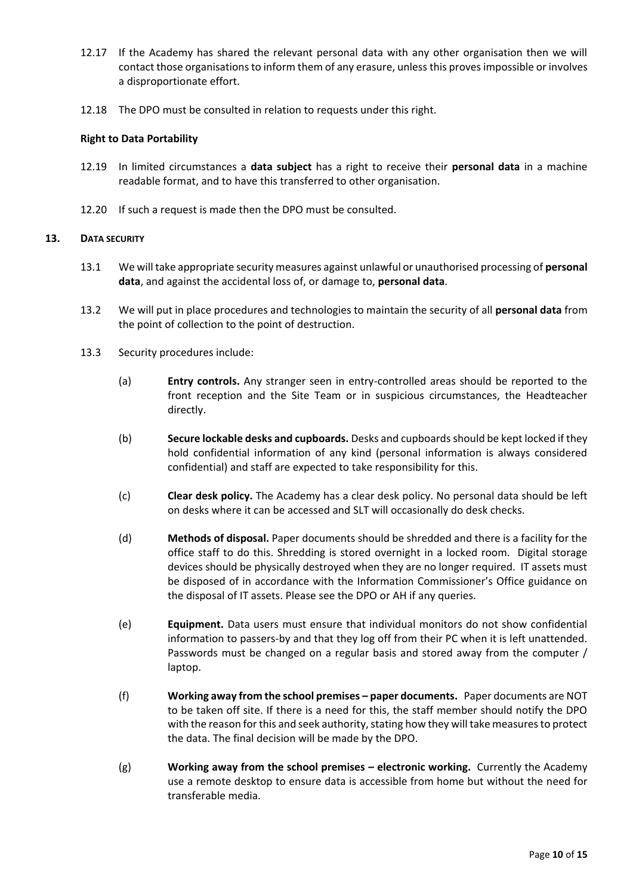12.17 If the Academy has shared the relevant personal data with any other organisation then we will contact those organisations to inform them of any erasure, unless this proves impossible or involves a disproportionate effort.

12.18 The DPO must be consulted in relation to requests under this right.

**Right to Data Portability**

12.19 In limited circumstances a **data subject** has a right to receive their **personal data** in a machine readable format, and to have this transferred to other organisation.

12.20 If such a request is made then the DPO must be consulted.

## 13. DATA SECURITY

13.1 We will take appropriate security measures against unlawful or unauthorised processing of **personal data**, and against the accidental loss of, or damage to, **personal data**.

13.2 We will put in place procedures and technologies to maintain the security of all **personal data** from the point of collection to the point of destruction.

13.3 Security procedures include:

(a) **Entry controls.** Any stranger seen in entry-controlled areas should be reported to the front reception and the Site Team or in suspicious circumstances, the Headteacher directly.

(b) **Secure lockable desks and cupboards.** Desks and cupboards should be kept locked if they hold confidential information of any kind (personal information is always considered confidential) and staff are expected to take responsibility for this.

(c) **Clear desk policy.** The Academy has a clear desk policy. No personal data should be left on desks where it can be accessed and SLT will occasionally do desk checks.

(d) **Methods of disposal.** Paper documents should be shredded and there is a facility for the office staff to do this. Shredding is stored overnight in a locked room. Digital storage devices should be physically destroyed when they are no longer required. IT assets must be disposed of in accordance with the Information Commissioner's Office guidance on the disposal of IT assets. Please see the DPO or AH if any queries.

(e) **Equipment.** Data users must ensure that individual monitors do not show confidential information to passers-by and that they log off from their PC when it is left unattended. Passwords must be changed on a regular basis and stored away from the computer / laptop.

(f) **Working away from the school premises – paper documents.** Paper documents are NOT to be taken off site. If there is a need for this, the staff member should notify the DPO with the reason for this and seek authority, stating how they will take measures to protect the data. The final decision will be made by the DPO.

(g) **Working away from the school premises – electronic working.** Currently the Academy use a remote desktop to ensure data is accessible from home but without the need for transferable media.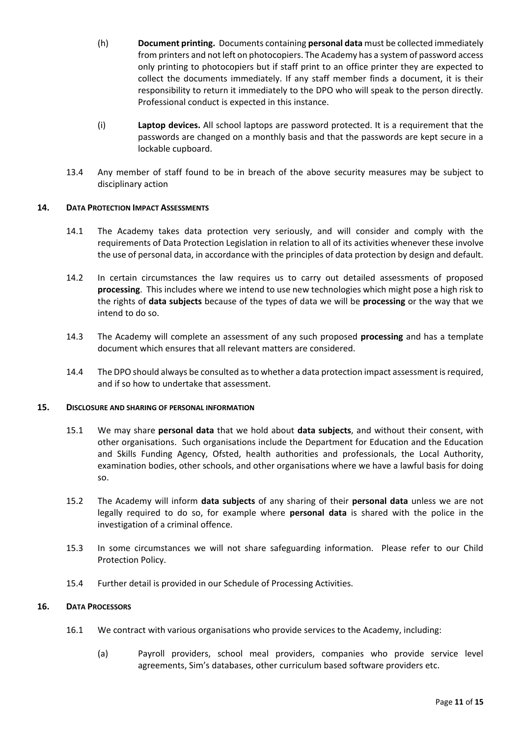(h) **Document printing.** Documents containing **personal data** must be collected immediately from printers and not left on photocopiers. The Academy has a system of password access only printing to photocopiers but if staff print to an office printer they are expected to collect the documents immediately. If any staff member finds a document, it is their responsibility to return it immediately to the DPO who will speak to the person directly. Professional conduct is expected in this instance.

(i) **Laptop devices.** All school laptops are password protected. It is a requirement that the passwords are changed on a monthly basis and that the passwords are kept secure in a lockable cupboard.

13.4 Any member of staff found to be in breach of the above security measures may be subject to disciplinary action

## 14. DATA PROTECTION IMPACT ASSESSMENTS

14.1 The Academy takes data protection very seriously, and will consider and comply with the requirements of Data Protection Legislation in relation to all of its activities whenever these involve the use of personal data, in accordance with the principles of data protection by design and default.

14.2 In certain circumstances the law requires us to carry out detailed assessments of proposed **processing**. This includes where we intend to use new technologies which might pose a high risk to the rights of **data subjects** because of the types of data we will be **processing** or the way that we intend to do so.

14.3 The Academy will complete an assessment of any such proposed **processing** and has a template document which ensures that all relevant matters are considered.

14.4 The DPO should always be consulted as to whether a data protection impact assessment is required, and if so how to undertake that assessment.

## 15. DISCLOSURE AND SHARING OF PERSONAL INFORMATION

15.1 We may share **personal data** that we hold about **data subjects**, and without their consent, with other organisations. Such organisations include the Department for Education and the Education and Skills Funding Agency, Ofsted, health authorities and professionals, the Local Authority, examination bodies, other schools, and other organisations where we have a lawful basis for doing so.

15.2 The Academy will inform **data subjects** of any sharing of their **personal data** unless we are not legally required to do so, for example where **personal data** is shared with the police in the investigation of a criminal offence.

15.3 In some circumstances we will not share safeguarding information. Please refer to our Child Protection Policy.

15.4 Further detail is provided in our Schedule of Processing Activities.

## 16. DATA PROCESSORS

16.1 We contract with various organisations who provide services to the Academy, including:

(a) Payroll providers, school meal providers, companies who provide service level agreements, Sim's databases, other curriculum based software providers etc.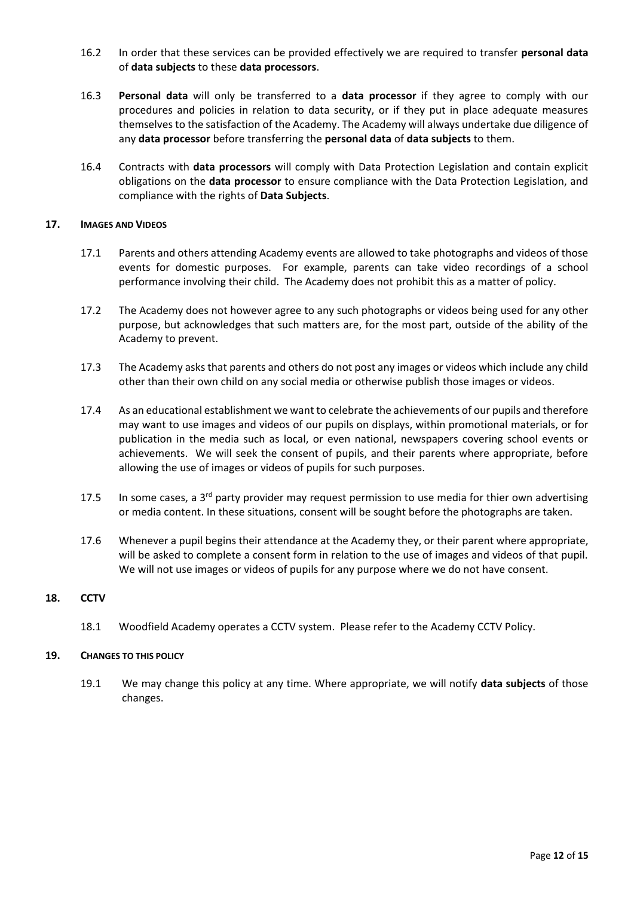16.2 In order that these services can be provided effectively we are required to transfer **personal data** of **data subjects** to these **data processors**.

16.3 **Personal data** will only be transferred to a **data processor** if they agree to comply with our procedures and policies in relation to data security, or if they put in place adequate measures themselves to the satisfaction of the Academy. The Academy will always undertake due diligence of any **data processor** before transferring the **personal data** of **data subjects** to them.

16.4 Contracts with **data processors** will comply with Data Protection Legislation and contain explicit obligations on the **data processor** to ensure compliance with the Data Protection Legislation, and compliance with the rights of **Data Subjects**.

## 17. IMAGES AND VIDEOS

17.1 Parents and others attending Academy events are allowed to take photographs and videos of those events for domestic purposes. For example, parents can take video recordings of a school performance involving their child. The Academy does not prohibit this as a matter of policy.

17.2 The Academy does not however agree to any such photographs or videos being used for any other purpose, but acknowledges that such matters are, for the most part, outside of the ability of the Academy to prevent.

17.3 The Academy asks that parents and others do not post any images or videos which include any child other than their own child on any social media or otherwise publish those images or videos.

17.4 As an educational establishment we want to celebrate the achievements of our pupils and therefore may want to use images and videos of our pupils on displays, within promotional materials, or for publication in the media such as local, or even national, newspapers covering school events or achievements. We will seek the consent of pupils, and their parents where appropriate, before allowing the use of images or videos of pupils for such purposes.

17.5 In some cases, a 3rd party provider may request permission to use media for thier own advertising or media content. In these situations, consent will be sought before the photographs are taken.

17.6 Whenever a pupil begins their attendance at the Academy they, or their parent where appropriate, will be asked to complete a consent form in relation to the use of images and videos of that pupil. We will not use images or videos of pupils for any purpose where we do not have consent.

## 18. CCTV

18.1 Woodfield Academy operates a CCTV system. Please refer to the Academy CCTV Policy.

## 19. CHANGES TO THIS POLICY

19.1 We may change this policy at any time. Where appropriate, we will notify **data subjects** of those changes.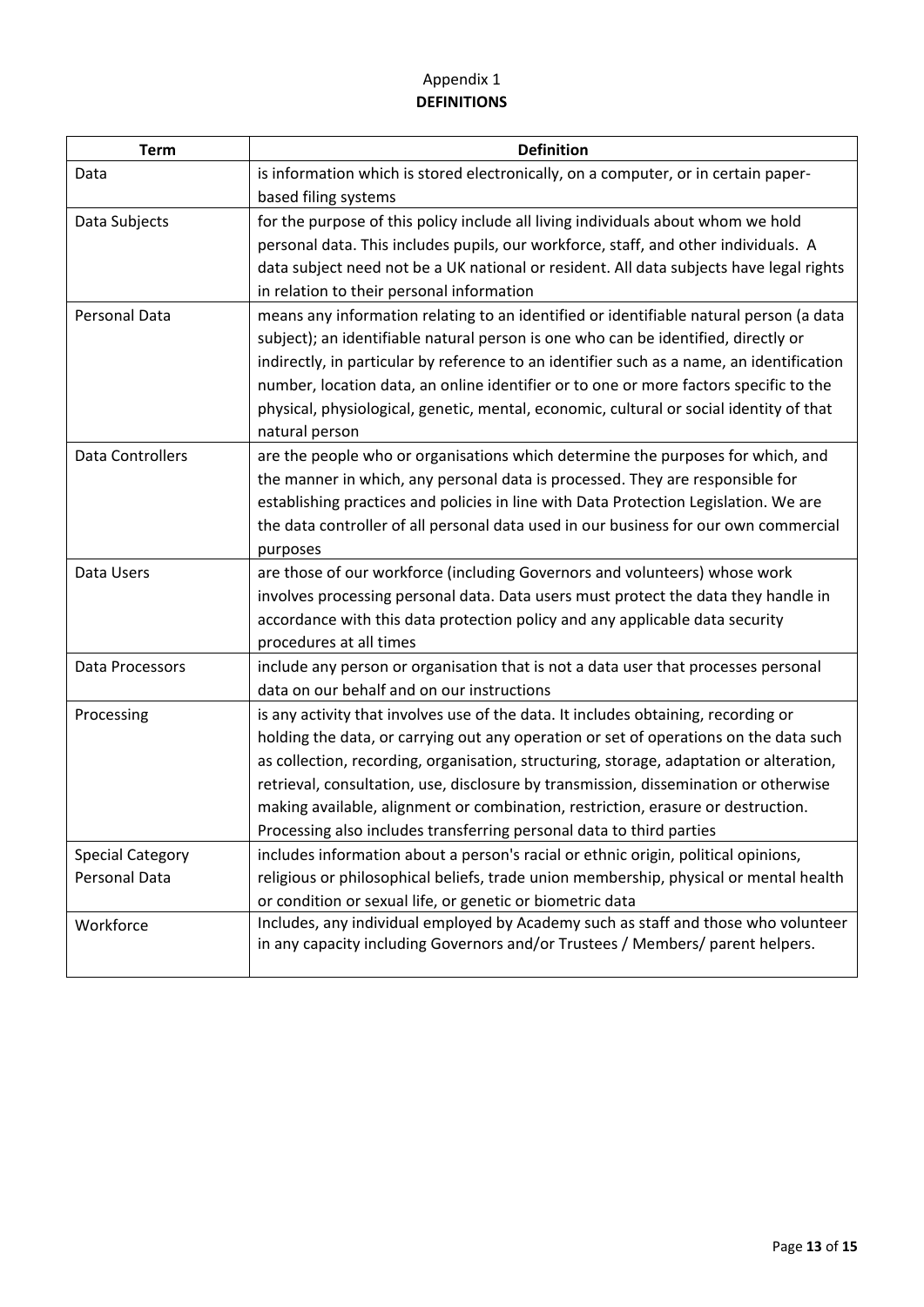Appendix 1

**DEFINITIONS**

| Term | Definition |
| --- | --- |
| Data | is information which is stored electronically, on a computer, or in certain paper-based filing systems |
| Data Subjects | for the purpose of this policy include all living individuals about whom we hold personal data. This includes pupils, our workforce, staff, and other individuals. A data subject need not be a UK national or resident. All data subjects have legal rights in relation to their personal information |
| Personal Data | means any information relating to an identified or identifiable natural person (a data subject); an identifiable natural person is one who can be identified, directly or indirectly, in particular by reference to an identifier such as a name, an identification number, location data, an online identifier or to one or more factors specific to the physical, physiological, genetic, mental, economic, cultural or social identity of that natural person |
| Data Controllers | are the people who or organisations which determine the purposes for which, and the manner in which, any personal data is processed. They are responsible for establishing practices and policies in line with Data Protection Legislation. We are the data controller of all personal data used in our business for our own commercial purposes |
| Data Users | are those of our workforce (including Governors and volunteers) whose work involves processing personal data. Data users must protect the data they handle in accordance with this data protection policy and any applicable data security procedures at all times |
| Data Processors | include any person or organisation that is not a data user that processes personal data on our behalf and on our instructions |
| Processing | is any activity that involves use of the data. It includes obtaining, recording or holding the data, or carrying out any operation or set of operations on the data such as collection, recording, organisation, structuring, storage, adaptation or alteration, retrieval, consultation, use, disclosure by transmission, dissemination or otherwise making available, alignment or combination, restriction, erasure or destruction. Processing also includes transferring personal data to third parties |
| Special Category Personal Data | includes information about a person's racial or ethnic origin, political opinions, religious or philosophical beliefs, trade union membership, physical or mental health or condition or sexual life, or genetic or biometric data |
| Workforce | Includes, any individual employed by Academy such as staff and those who volunteer in any capacity including Governors and/or Trustees / Members/ parent helpers. |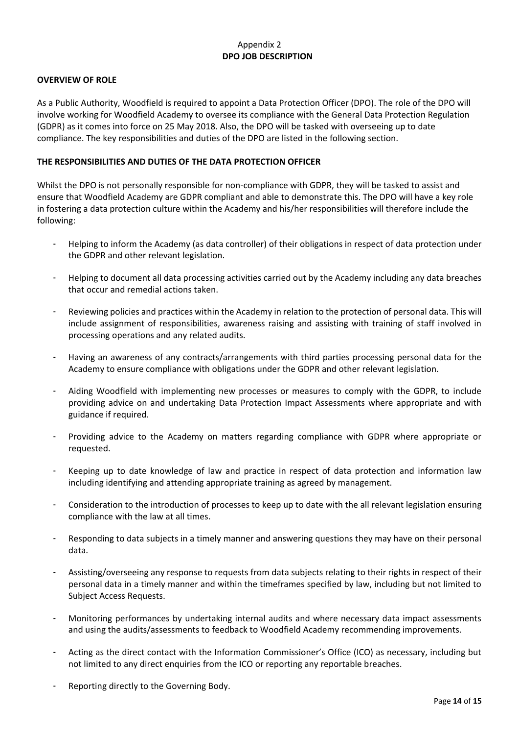Appendix 2

## DPO JOB DESCRIPTION

### OVERVIEW OF ROLE

As a Public Authority, Woodfield is required to appoint a Data Protection Officer (DPO). The role of the DPO will involve working for Woodfield Academy to oversee its compliance with the General Data Protection Regulation (GDPR) as it comes into force on 25 May 2018. Also, the DPO will be tasked with overseeing up to date compliance. The key responsibilities and duties of the DPO are listed in the following section.

### THE RESPONSIBILITIES AND DUTIES OF THE DATA PROTECTION OFFICER

Whilst the DPO is not personally responsible for non-compliance with GDPR, they will be tasked to assist and ensure that Woodfield Academy are GDPR compliant and able to demonstrate this. The DPO will have a key role in fostering a data protection culture within the Academy and his/her responsibilities will therefore include the following:

- Helping to inform the Academy (as data controller) of their obligations in respect of data protection under the GDPR and other relevant legislation.
- Helping to document all data processing activities carried out by the Academy including any data breaches that occur and remedial actions taken.
- Reviewing policies and practices within the Academy in relation to the protection of personal data. This will include assignment of responsibilities, awareness raising and assisting with training of staff involved in processing operations and any related audits.
- Having an awareness of any contracts/arrangements with third parties processing personal data for the Academy to ensure compliance with obligations under the GDPR and other relevant legislation.
- Aiding Woodfield with implementing new processes or measures to comply with the GDPR, to include providing advice on and undertaking Data Protection Impact Assessments where appropriate and with guidance if required.
- Providing advice to the Academy on matters regarding compliance with GDPR where appropriate or requested.
- Keeping up to date knowledge of law and practice in respect of data protection and information law including identifying and attending appropriate training as agreed by management.
- Consideration to the introduction of processes to keep up to date with the all relevant legislation ensuring compliance with the law at all times.
- Responding to data subjects in a timely manner and answering questions they may have on their personal data.
- Assisting/overseeing any response to requests from data subjects relating to their rights in respect of their personal data in a timely manner and within the timeframes specified by law, including but not limited to Subject Access Requests.
- Monitoring performances by undertaking internal audits and where necessary data impact assessments and using the audits/assessments to feedback to Woodfield Academy recommending improvements.
- Acting as the direct contact with the Information Commissioner's Office (ICO) as necessary, including but not limited to any direct enquiries from the ICO or reporting any reportable breaches.
- Reporting directly to the Governing Body.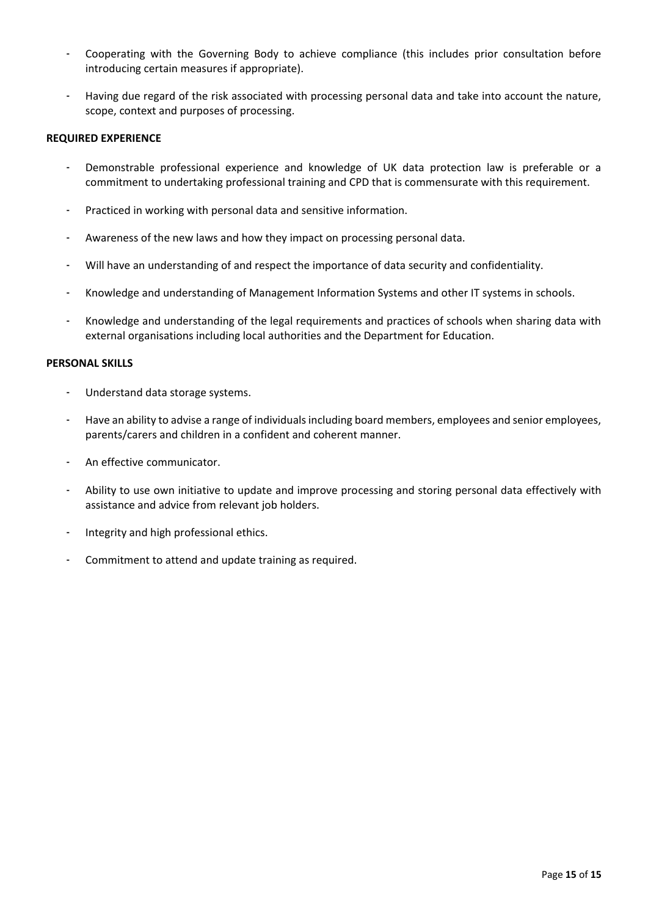- Cooperating with the Governing Body to achieve compliance (this includes prior consultation before introducing certain measures if appropriate).
- Having due regard of the risk associated with processing personal data and take into account the nature, scope, context and purposes of processing.

**REQUIRED EXPERIENCE**

- Demonstrable professional experience and knowledge of UK data protection law is preferable or a commitment to undertaking professional training and CPD that is commensurate with this requirement.
- Practiced in working with personal data and sensitive information.
- Awareness of the new laws and how they impact on processing personal data.
- Will have an understanding of and respect the importance of data security and confidentiality.
- Knowledge and understanding of Management Information Systems and other IT systems in schools.
- Knowledge and understanding of the legal requirements and practices of schools when sharing data with external organisations including local authorities and the Department for Education.

**PERSONAL SKILLS**

- Understand data storage systems.
- Have an ability to advise a range of individuals including board members, employees and senior employees, parents/carers and children in a confident and coherent manner.
- An effective communicator.
- Ability to use own initiative to update and improve processing and storing personal data effectively with assistance and advice from relevant job holders.
- Integrity and high professional ethics.
- Commitment to attend and update training as required.